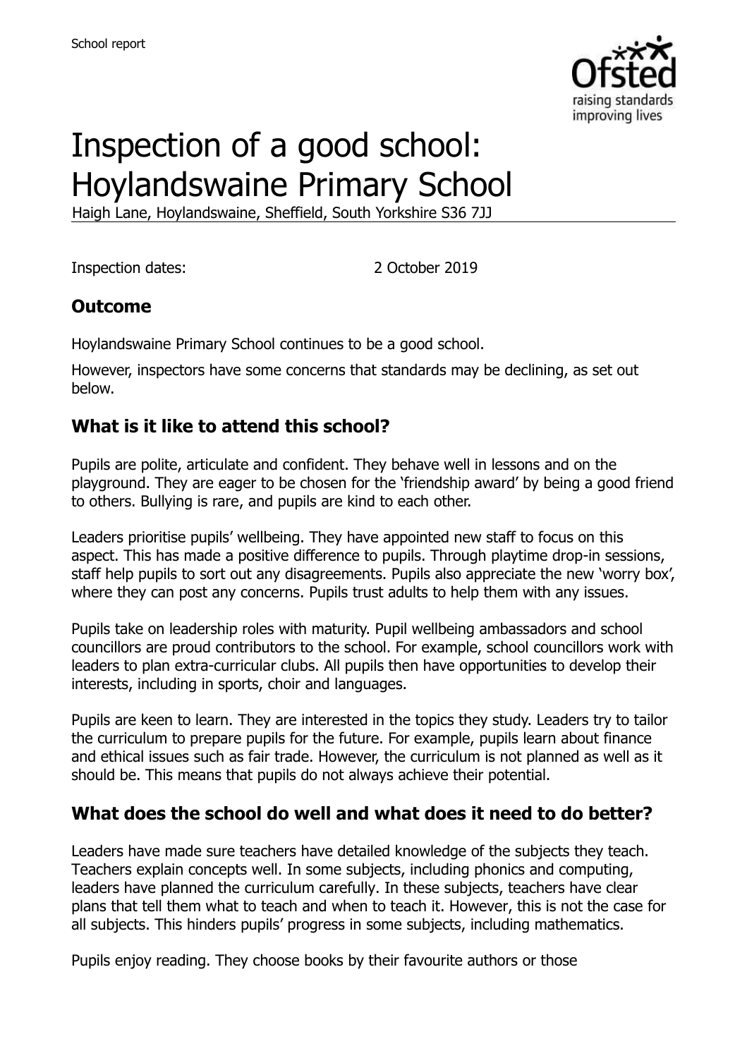# Inspection of a good school: Hoylandswaine Primary School

Haigh Lane, Hoylandswaine, Sheffield, South Yorkshire S36 7JJ

Inspection dates: 2 October 2019

## Outcome

Hoylandswaine Primary School continues to be a good school.

However, inspectors have some concerns that standards may be declining, as set out below.

## What is it like to attend this school?

Pupils are polite, articulate and confident. They behave well in lessons and on the playground. They are eager to be chosen for the 'friendship award' by being a good friend to others. Bullying is rare, and pupils are kind to each other.

Leaders prioritise pupils' wellbeing. They have appointed new staff to focus on this aspect. This has made a positive difference to pupils. Through playtime drop-in sessions, staff help pupils to sort out any disagreements. Pupils also appreciate the new 'worry box', where they can post any concerns. Pupils trust adults to help them with any issues.

Pupils take on leadership roles with maturity. Pupil wellbeing ambassadors and school councillors are proud contributors to the school. For example, school councillors work with leaders to plan extra-curricular clubs. All pupils then have opportunities to develop their interests, including in sports, choir and languages.

Pupils are keen to learn. They are interested in the topics they study. Leaders try to tailor the curriculum to prepare pupils for the future. For example, pupils learn about finance and ethical issues such as fair trade. However, the curriculum is not planned as well as it should be. This means that pupils do not always achieve their potential.

## What does the school do well and what does it need to do better?

Leaders have made sure teachers have detailed knowledge of the subjects they teach. Teachers explain concepts well. In some subjects, including phonics and computing, leaders have planned the curriculum carefully. In these subjects, teachers have clear plans that tell them what to teach and when to teach it. However, this is not the case for all subjects. This hinders pupils' progress in some subjects, including mathematics.

Pupils enjoy reading. They choose books by their favourite authors or those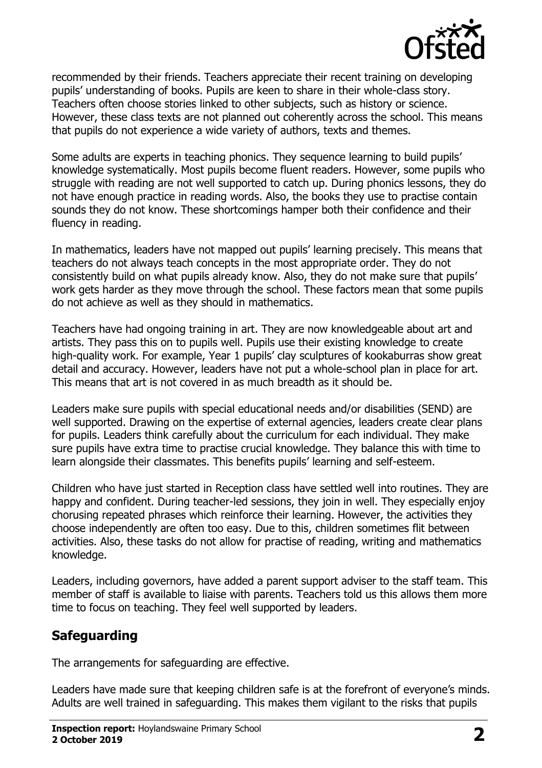recommended by their friends. Teachers appreciate their recent training on developing pupils' understanding of books. Pupils are keen to share in their whole-class story. Teachers often choose stories linked to other subjects, such as history or science. However, these class texts are not planned out coherently across the school. This means that pupils do not experience a wide variety of authors, texts and themes.

Some adults are experts in teaching phonics. They sequence learning to build pupils' knowledge systematically. Most pupils become fluent readers. However, some pupils who struggle with reading are not well supported to catch up. During phonics lessons, they do not have enough practice in reading words. Also, the books they use to practise contain sounds they do not know. These shortcomings hamper both their confidence and their fluency in reading.

In mathematics, leaders have not mapped out pupils' learning precisely. This means that teachers do not always teach concepts in the most appropriate order. They do not consistently build on what pupils already know. Also, they do not make sure that pupils' work gets harder as they move through the school. These factors mean that some pupils do not achieve as well as they should in mathematics.

Teachers have had ongoing training in art. They are now knowledgeable about art and artists. They pass this on to pupils well. Pupils use their existing knowledge to create high-quality work. For example, Year 1 pupils' clay sculptures of kookaburras show great detail and accuracy. However, leaders have not put a whole-school plan in place for art. This means that art is not covered in as much breadth as it should be.

Leaders make sure pupils with special educational needs and/or disabilities (SEND) are well supported. Drawing on the expertise of external agencies, leaders create clear plans for pupils. Leaders think carefully about the curriculum for each individual. They make sure pupils have extra time to practise crucial knowledge. They balance this with time to learn alongside their classmates. This benefits pupils' learning and self-esteem.

Children who have just started in Reception class have settled well into routines. They are happy and confident. During teacher-led sessions, they join in well. They especially enjoy chorusing repeated phrases which reinforce their learning. However, the activities they choose independently are often too easy. Due to this, children sometimes flit between activities. Also, these tasks do not allow for practise of reading, writing and mathematics knowledge.

Leaders, including governors, have added a parent support adviser to the staff team. This member of staff is available to liaise with parents. Teachers told us this allows them more time to focus on teaching. They feel well supported by leaders.

## Safeguarding

The arrangements for safeguarding are effective.

Leaders have made sure that keeping children safe is at the forefront of everyone's minds. Adults are well trained in safeguarding. This makes them vigilant to the risks that pupils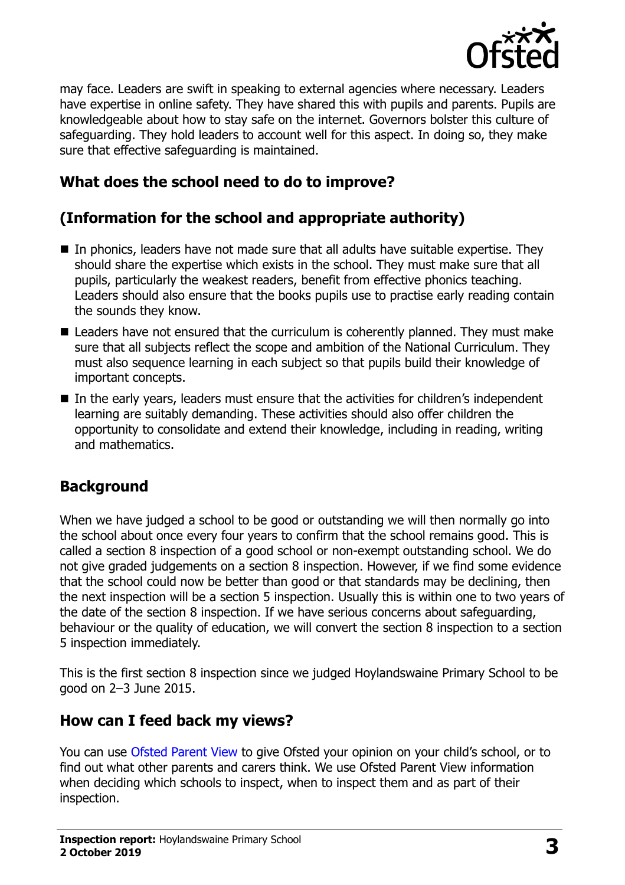may face. Leaders are swift in speaking to external agencies where necessary. Leaders have expertise in online safety. They have shared this with pupils and parents. Pupils are knowledgeable about how to stay safe on the internet. Governors bolster this culture of safeguarding. They hold leaders to account well for this aspect. In doing so, they make sure that effective safeguarding is maintained.

## What does the school need to do to improve?

## (Information for the school and appropriate authority)

- In phonics, leaders have not made sure that all adults have suitable expertise. They should share the expertise which exists in the school. They must make sure that all pupils, particularly the weakest readers, benefit from effective phonics teaching. Leaders should also ensure that the books pupils use to practise early reading contain the sounds they know.
- Leaders have not ensured that the curriculum is coherently planned. They must make sure that all subjects reflect the scope and ambition of the National Curriculum. They must also sequence learning in each subject so that pupils build their knowledge of important concepts.
- In the early years, leaders must ensure that the activities for children's independent learning are suitably demanding. These activities should also offer children the opportunity to consolidate and extend their knowledge, including in reading, writing and mathematics.

## Background

When we have judged a school to be good or outstanding we will then normally go into the school about once every four years to confirm that the school remains good. This is called a section 8 inspection of a good school or non-exempt outstanding school. We do not give graded judgements on a section 8 inspection. However, if we find some evidence that the school could now be better than good or that standards may be declining, then the next inspection will be a section 5 inspection. Usually this is within one to two years of the date of the section 8 inspection. If we have serious concerns about safeguarding, behaviour or the quality of education, we will convert the section 8 inspection to a section 5 inspection immediately.

This is the first section 8 inspection since we judged Hoylandswaine Primary School to be good on 2–3 June 2015.

## How can I feed back my views?

You can use Ofsted Parent View to give Ofsted your opinion on your child's school, or to find out what other parents and carers think. We use Ofsted Parent View information when deciding which schools to inspect, when to inspect them and as part of their inspection.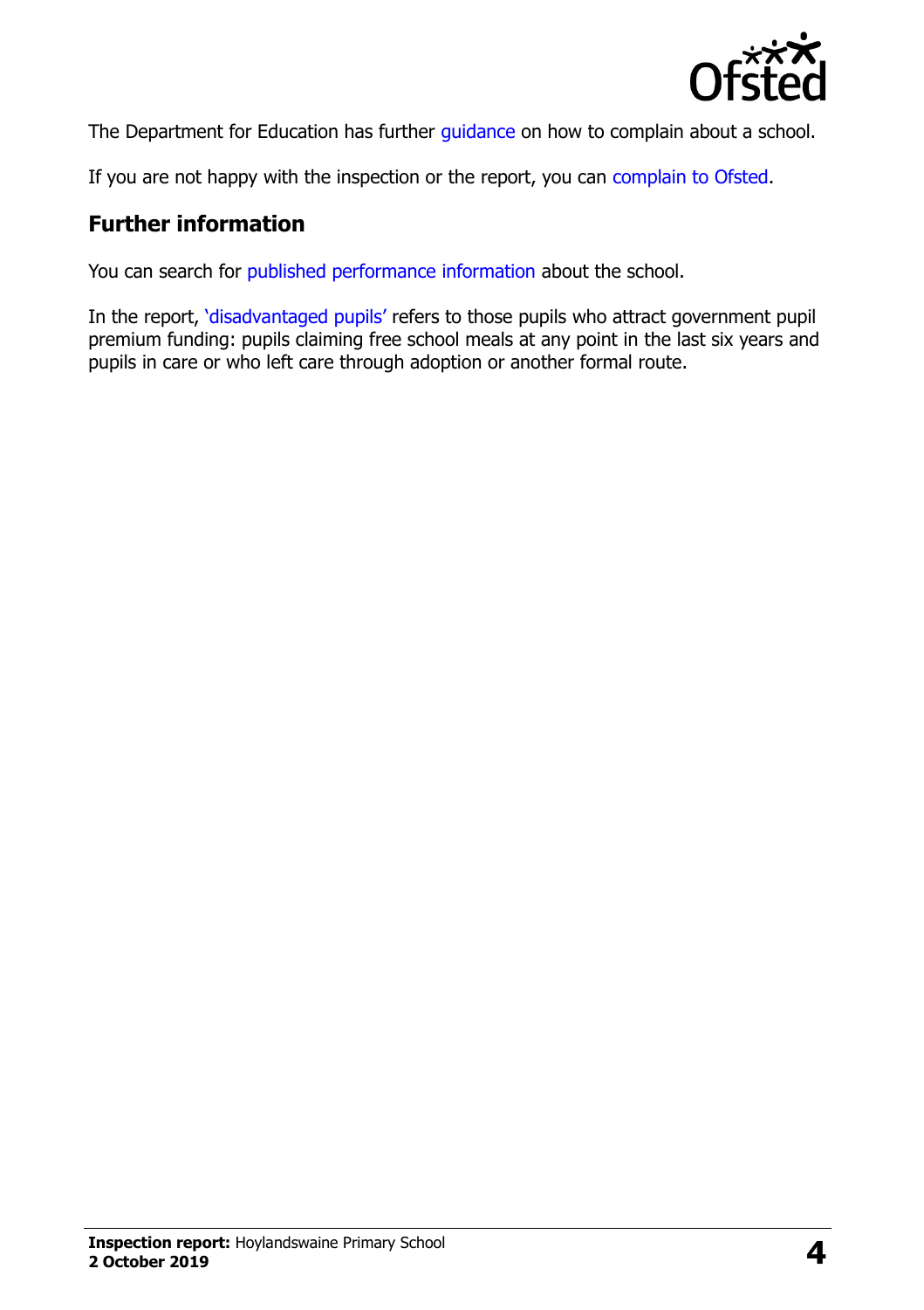The Department for Education has further guidance on how to complain about a school.

If you are not happy with the inspection or the report, you can complain to Ofsted.

## Further information

You can search for published performance information about the school.

In the report, 'disadvantaged pupils' refers to those pupils who attract government pupil premium funding: pupils claiming free school meals at any point in the last six years and pupils in care or who left care through adoption or another formal route.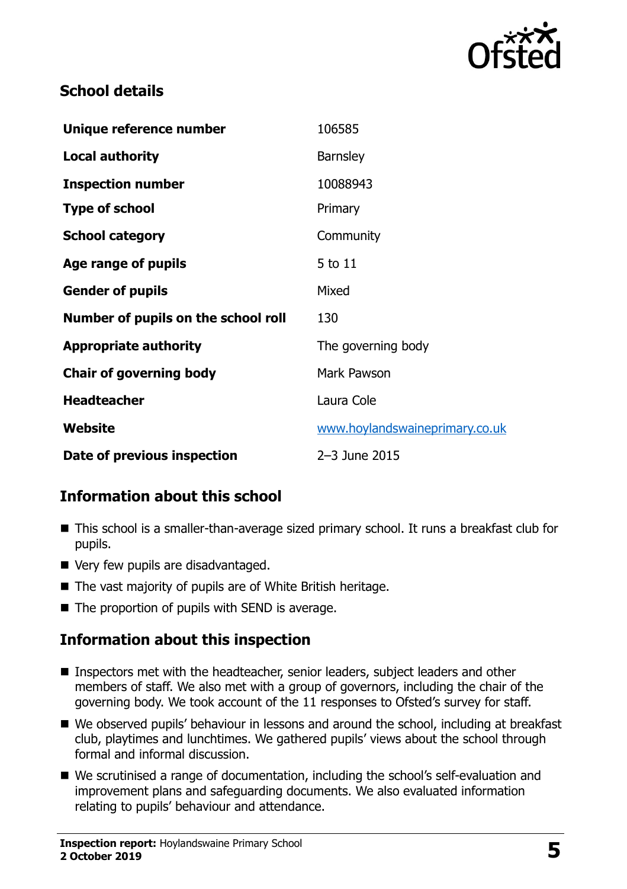## School details

| | |
|---|---|
| **Unique reference number** | 106585 |
| **Local authority** | Barnsley |
| **Inspection number** | 10088943 |
| **Type of school** | Primary |
| **School category** | Community |
| **Age range of pupils** | 5 to 11 |
| **Gender of pupils** | Mixed |
| **Number of pupils on the school roll** | 130 |
| **Appropriate authority** | The governing body |
| **Chair of governing body** | Mark Pawson |
| **Headteacher** | Laura Cole |
| **Website** | www.hoylandswaineprimary.co.uk |
| **Date of previous inspection** | 2–3 June 2015 |

## Information about this school

- This school is a smaller-than-average sized primary school. It runs a breakfast club for pupils.
- Very few pupils are disadvantaged.
- The vast majority of pupils are of White British heritage.
- The proportion of pupils with SEND is average.

## Information about this inspection

- Inspectors met with the headteacher, senior leaders, subject leaders and other members of staff. We also met with a group of governors, including the chair of the governing body. We took account of the 11 responses to Ofsted's survey for staff.
- We observed pupils' behaviour in lessons and around the school, including at breakfast club, playtimes and lunchtimes. We gathered pupils' views about the school through formal and informal discussion.
- We scrutinised a range of documentation, including the school's self-evaluation and improvement plans and safeguarding documents. We also evaluated information relating to pupils' behaviour and attendance.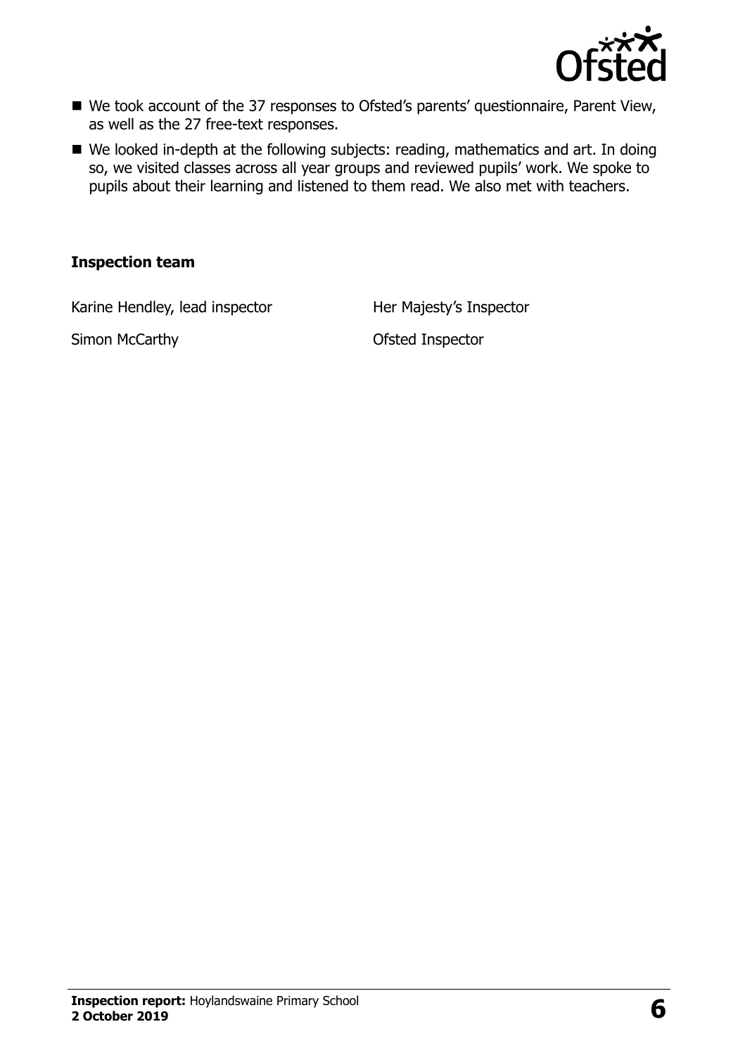- We took account of the 37 responses to Ofsted's parents' questionnaire, Parent View, as well as the 27 free-text responses.
- We looked in-depth at the following subjects: reading, mathematics and art. In doing so, we visited classes across all year groups and reviewed pupils' work. We spoke to pupils about their learning and listened to them read. We also met with teachers.

### Inspection team

| | |
|---|---|
| Karine Hendley, lead inspector | Her Majesty's Inspector |
| Simon McCarthy | Ofsted Inspector |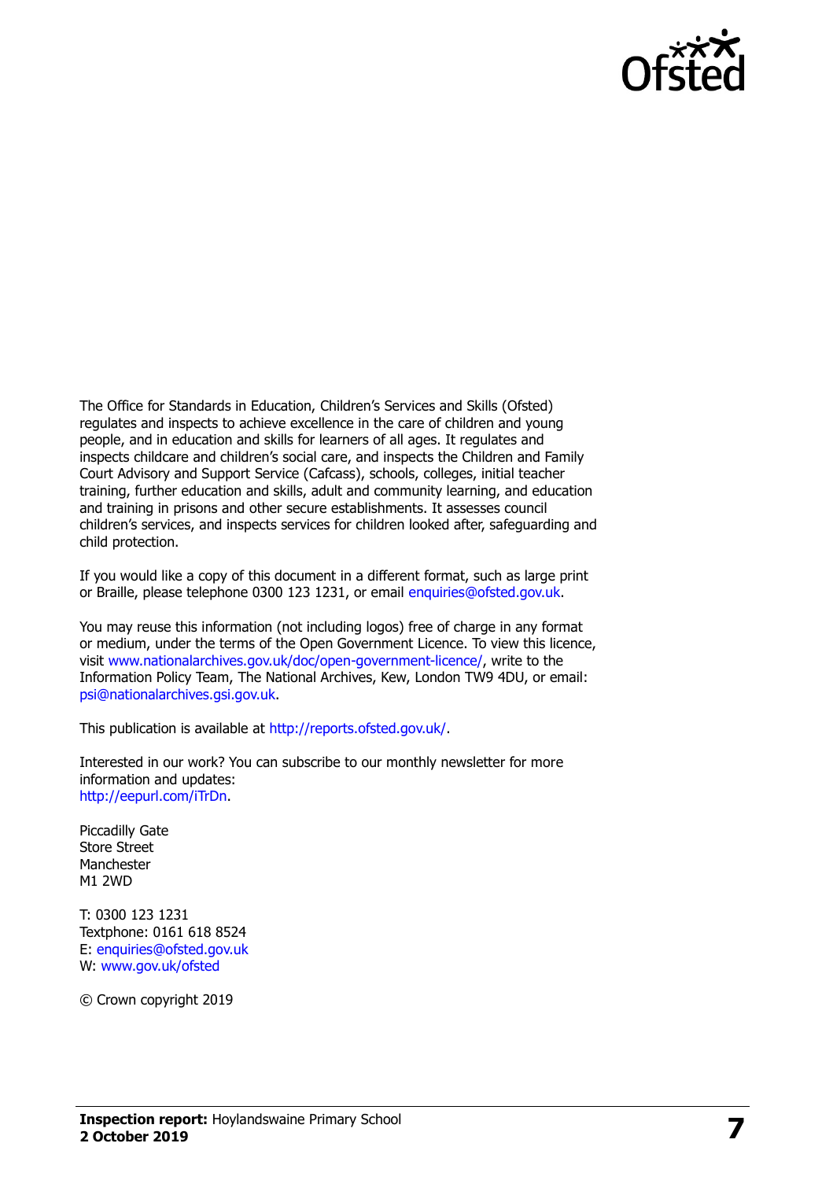The Office for Standards in Education, Children's Services and Skills (Ofsted) regulates and inspects to achieve excellence in the care of children and young people, and in education and skills for learners of all ages. It regulates and inspects childcare and children's social care, and inspects the Children and Family Court Advisory and Support Service (Cafcass), schools, colleges, initial teacher training, further education and skills, adult and community learning, and education and training in prisons and other secure establishments. It assesses council children's services, and inspects services for children looked after, safeguarding and child protection.

If you would like a copy of this document in a different format, such as large print or Braille, please telephone 0300 123 1231, or email enquiries@ofsted.gov.uk.

You may reuse this information (not including logos) free of charge in any format or medium, under the terms of the Open Government Licence. To view this licence, visit www.nationalarchives.gov.uk/doc/open-government-licence/, write to the Information Policy Team, The National Archives, Kew, London TW9 4DU, or email: psi@nationalarchives.gsi.gov.uk.

This publication is available at http://reports.ofsted.gov.uk/.

Interested in our work? You can subscribe to our monthly newsletter for more information and updates:
http://eepurl.com/iTrDn.

Piccadilly Gate
Store Street
Manchester
M1 2WD

T: 0300 123 1231
Textphone: 0161 618 8524
E: enquiries@ofsted.gov.uk
W: www.gov.uk/ofsted

© Crown copyright 2019